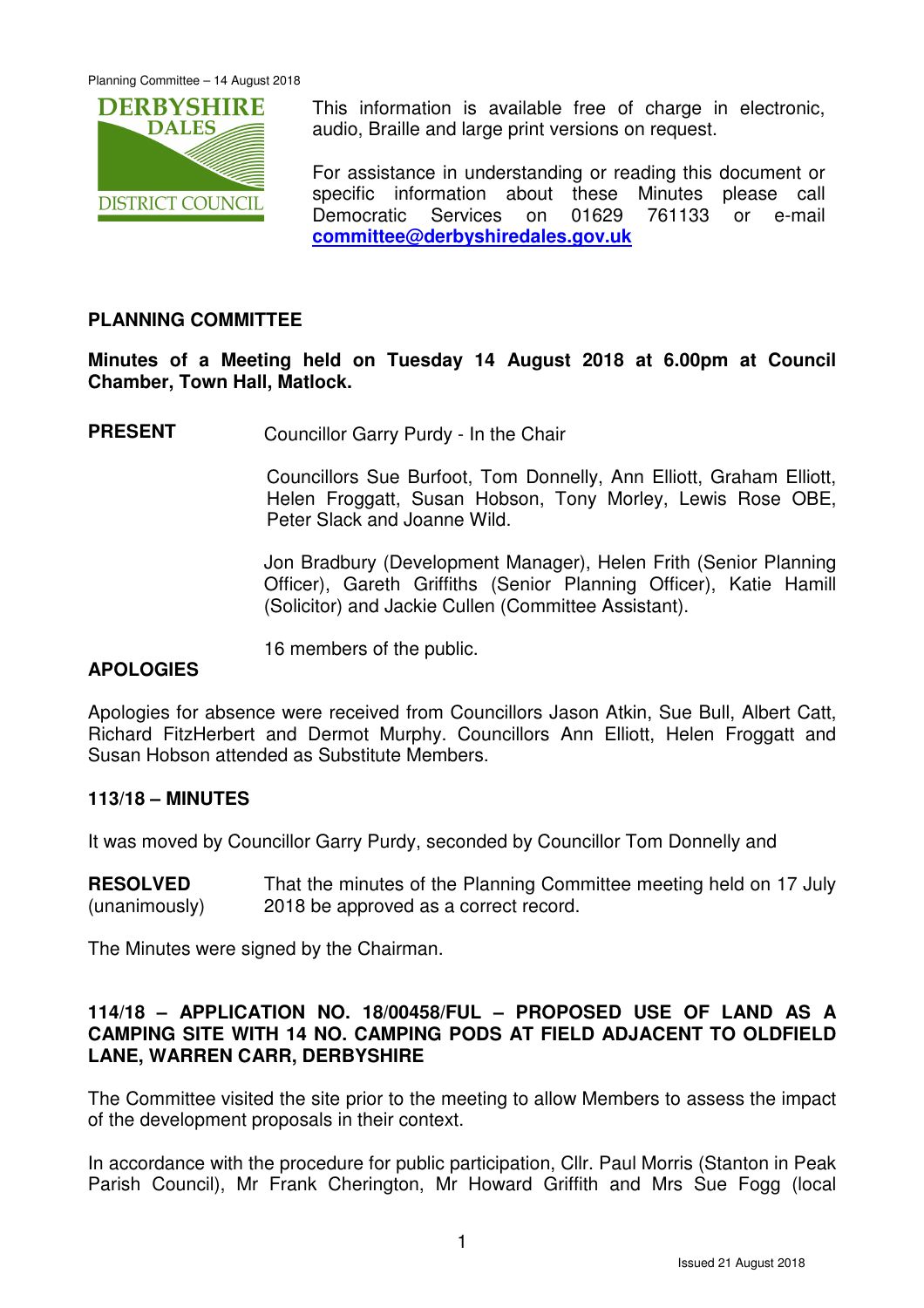This information is available free of charge in electronic, audio, Braille and large print versions on request.

For assistance in understanding or reading this document or specific information about these Minutes please call Democratic Services on 01629 761133 or e-mail **committee@derbyshiredales.gov.uk**

## PLANNING COMMITTEE

**Minutes of a Meeting held on Tuesday 14 August 2018 at 6.00pm at Council Chamber, Town Hall, Matlock.**

**PRESENT** Councillor Garry Purdy - In the Chair

Councillors Sue Burfoot, Tom Donnelly, Ann Elliott, Graham Elliott, Helen Froggatt, Susan Hobson, Tony Morley, Lewis Rose OBE, Peter Slack and Joanne Wild.

Jon Bradbury (Development Manager), Helen Frith (Senior Planning Officer), Gareth Griffiths (Senior Planning Officer), Katie Hamill (Solicitor) and Jackie Cullen (Committee Assistant).

16 members of the public.

**APOLOGIES**

Apologies for absence were received from Councillors Jason Atkin, Sue Bull, Albert Catt, Richard FitzHerbert and Dermot Murphy. Councillors Ann Elliott, Helen Froggatt and Susan Hobson attended as Substitute Members.

**113/18 – MINUTES**

It was moved by Councillor Garry Purdy, seconded by Councillor Tom Donnelly and

**RESOLVED** (unanimously) That the minutes of the Planning Committee meeting held on 17 July 2018 be approved as a correct record.

The Minutes were signed by the Chairman.

**114/18 – APPLICATION NO. 18/00458/FUL – PROPOSED USE OF LAND AS A CAMPING SITE WITH 14 NO. CAMPING PODS AT FIELD ADJACENT TO OLDFIELD LANE, WARREN CARR, DERBYSHIRE**

The Committee visited the site prior to the meeting to allow Members to assess the impact of the development proposals in their context.

In accordance with the procedure for public participation, Cllr. Paul Morris (Stanton in Peak Parish Council), Mr Frank Cherington, Mr Howard Griffith and Mrs Sue Fogg (local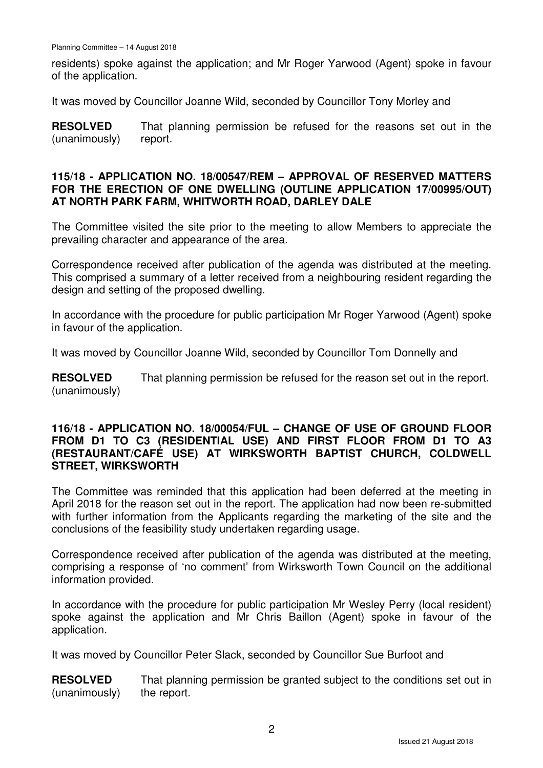residents) spoke against the application; and Mr Roger Yarwood (Agent) spoke in favour of the application.

It was moved by Councillor Joanne Wild, seconded by Councillor Tony Morley and

**RESOLVED** (unanimously) That planning permission be refused for the reasons set out in the report.

### 115/18 - APPLICATION NO. 18/00547/REM – APPROVAL OF RESERVED MATTERS FOR THE ERECTION OF ONE DWELLING (OUTLINE APPLICATION 17/00995/OUT) AT NORTH PARK FARM, WHITWORTH ROAD, DARLEY DALE

The Committee visited the site prior to the meeting to allow Members to appreciate the prevailing character and appearance of the area.

Correspondence received after publication of the agenda was distributed at the meeting. This comprised a summary of a letter received from a neighbouring resident regarding the design and setting of the proposed dwelling.

In accordance with the procedure for public participation Mr Roger Yarwood (Agent) spoke in favour of the application.

It was moved by Councillor Joanne Wild, seconded by Councillor Tom Donnelly and

**RESOLVED** (unanimously) That planning permission be refused for the reason set out in the report.

### 116/18 - APPLICATION NO. 18/00054/FUL – CHANGE OF USE OF GROUND FLOOR FROM D1 TO C3 (RESIDENTIAL USE) AND FIRST FLOOR FROM D1 TO A3 (RESTAURANT/CAFÉ USE) AT WIRKSWORTH BAPTIST CHURCH, COLDWELL STREET, WIRKSWORTH

The Committee was reminded that this application had been deferred at the meeting in April 2018 for the reason set out in the report. The application had now been re-submitted with further information from the Applicants regarding the marketing of the site and the conclusions of the feasibility study undertaken regarding usage.

Correspondence received after publication of the agenda was distributed at the meeting, comprising a response of 'no comment' from Wirksworth Town Council on the additional information provided.

In accordance with the procedure for public participation Mr Wesley Perry (local resident) spoke against the application and Mr Chris Baillon (Agent) spoke in favour of the application.

It was moved by Councillor Peter Slack, seconded by Councillor Sue Burfoot and

**RESOLVED** (unanimously) That planning permission be granted subject to the conditions set out in the report.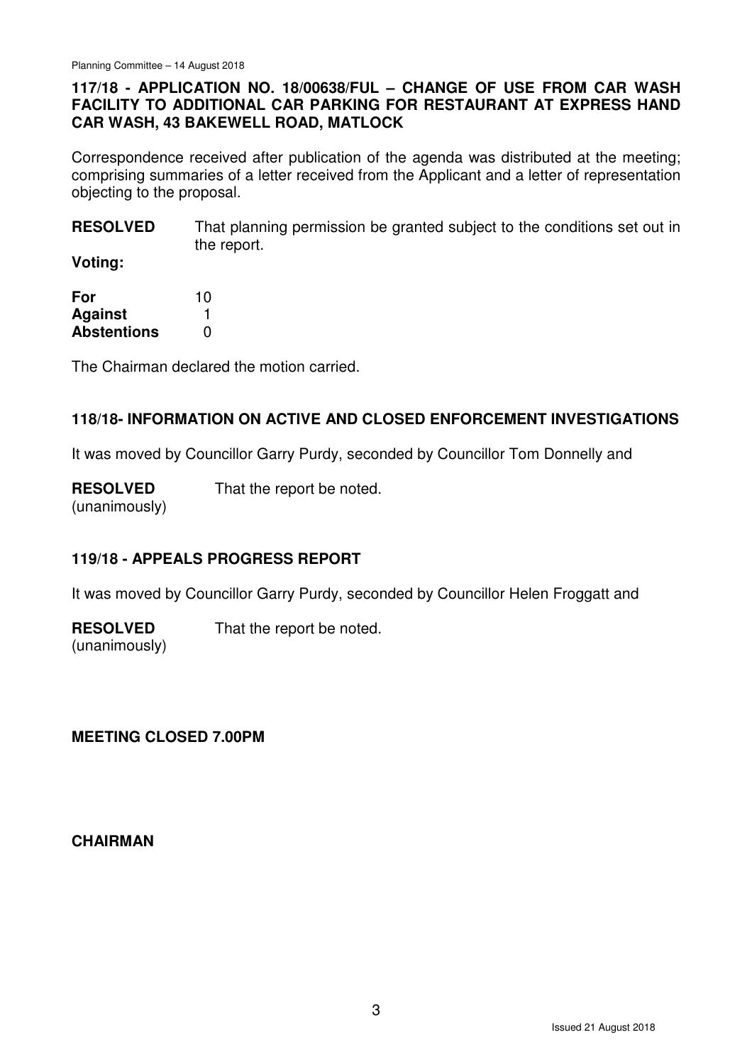## 117/18 - APPLICATION NO. 18/00638/FUL – CHANGE OF USE FROM CAR WASH FACILITY TO ADDITIONAL CAR PARKING FOR RESTAURANT AT EXPRESS HAND CAR WASH, 43 BAKEWELL ROAD, MATLOCK

Correspondence received after publication of the agenda was distributed at the meeting; comprising summaries of a letter received from the Applicant and a letter of representation objecting to the proposal.

**RESOLVED** That planning permission be granted subject to the conditions set out in the report.

**Voting:**

| | |
|---|---|
| **For** | 10 |
| **Against** | 1 |
| **Abstentions** | 0 |

The Chairman declared the motion carried.

## 118/18- INFORMATION ON ACTIVE AND CLOSED ENFORCEMENT INVESTIGATIONS

It was moved by Councillor Garry Purdy, seconded by Councillor Tom Donnelly and

**RESOLVED** (unanimously) That the report be noted.

## 119/18 - APPEALS PROGRESS REPORT

It was moved by Councillor Garry Purdy, seconded by Councillor Helen Froggatt and

**RESOLVED** (unanimously) That the report be noted.

**MEETING CLOSED 7.00PM**

**CHAIRMAN**

Issued 21 August 2018